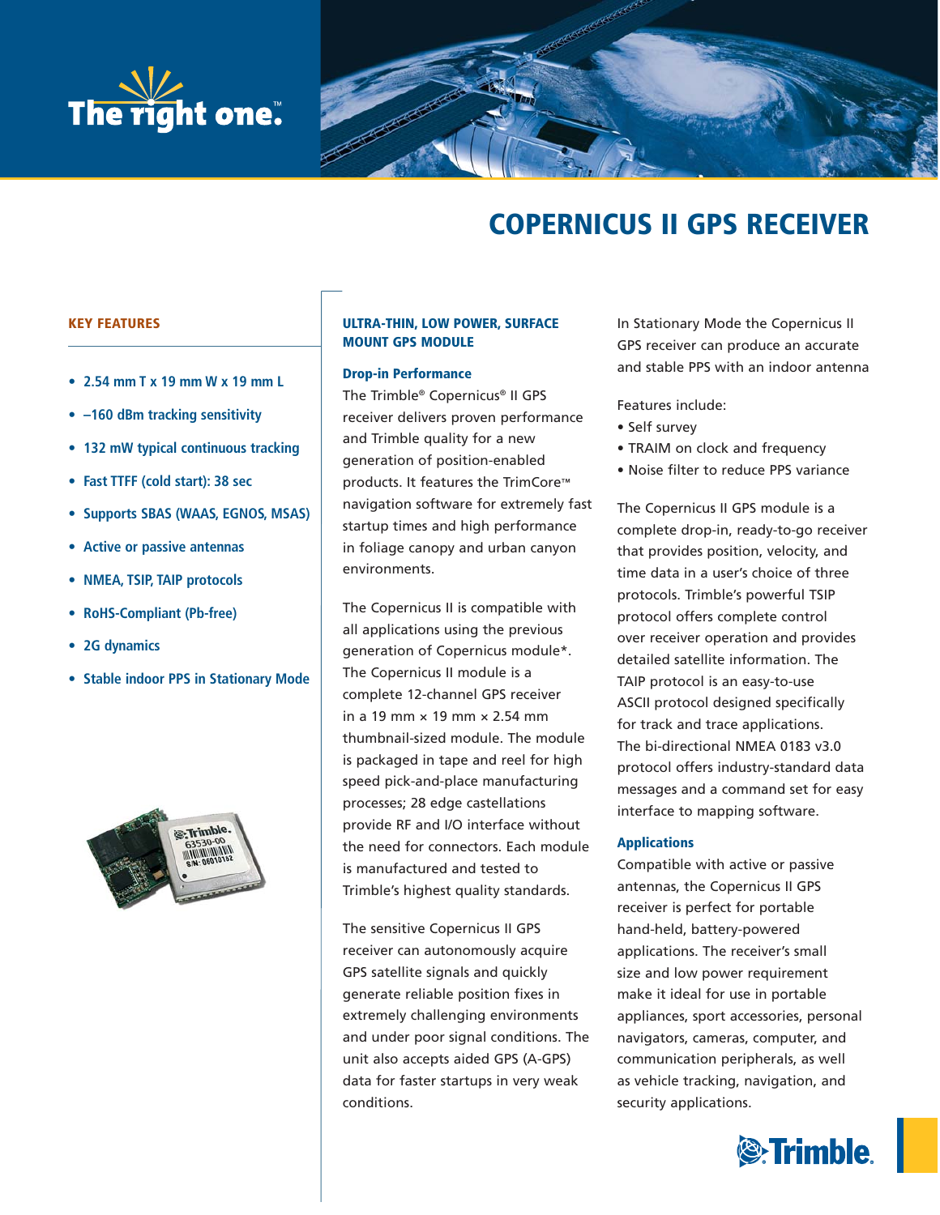The right one.™

# COPERNICUS II GPS RECEIVER

## KEY FEATURES

- 2.54 mm T x 19 mm W x 19 mm L
- –160 dBm tracking sensitivity
- 132 mW typical continuous tracking
- Fast TTFF (cold start): 38 sec
- Supports SBAS (WAAS, EGNOS, MSAS)
- Active or passive antennas
- NMEA, TSIP, TAIP protocols
- RoHS-Compliant (Pb-free)
- 2G dynamics
- Stable indoor PPS in Stationary Mode

## ULTRA-THIN, LOW POWER, SURFACE MOUNT GPS MODULE

### Drop-in Performance

The Trimble® Copernicus® II GPS receiver delivers proven performance and Trimble quality for a new generation of position-enabled products. It features the TrimCore™ navigation software for extremely fast startup times and high performance in foliage canopy and urban canyon environments.

The Copernicus II is compatible with all applications using the previous generation of Copernicus module*. The Copernicus II module is a complete 12-channel GPS receiver in a 19 mm × 19 mm × 2.54 mm thumbnail-sized module. The module is packaged in tape and reel for high speed pick-and-place manufacturing processes; 28 edge castellations provide RF and I/O interface without the need for connectors. Each module is manufactured and tested to Trimble's highest quality standards.

The sensitive Copernicus II GPS receiver can autonomously acquire GPS satellite signals and quickly generate reliable position fixes in extremely challenging environments and under poor signal conditions. The unit also accepts aided GPS (A-GPS) data for faster startups in very weak conditions.

In Stationary Mode the Copernicus II GPS receiver can produce an accurate and stable PPS with an indoor antenna

Features include:

- Self survey
- TRAIM on clock and frequency
- Noise filter to reduce PPS variance

The Copernicus II GPS module is a complete drop-in, ready-to-go receiver that provides position, velocity, and time data in a user's choice of three protocols. Trimble's powerful TSIP protocol offers complete control over receiver operation and provides detailed satellite information. The TAIP protocol is an easy-to-use ASCII protocol designed specifically for track and trace applications. The bi-directional NMEA 0183 v3.0 protocol offers industry-standard data messages and a command set for easy interface to mapping software.

### Applications

Compatible with active or passive antennas, the Copernicus II GPS receiver is perfect for portable hand-held, battery-powered applications. The receiver's small size and low power requirement make it ideal for use in portable appliances, sport accessories, personal navigators, cameras, computer, and communication peripherals, as well as vehicle tracking, navigation, and security applications.

Trimble.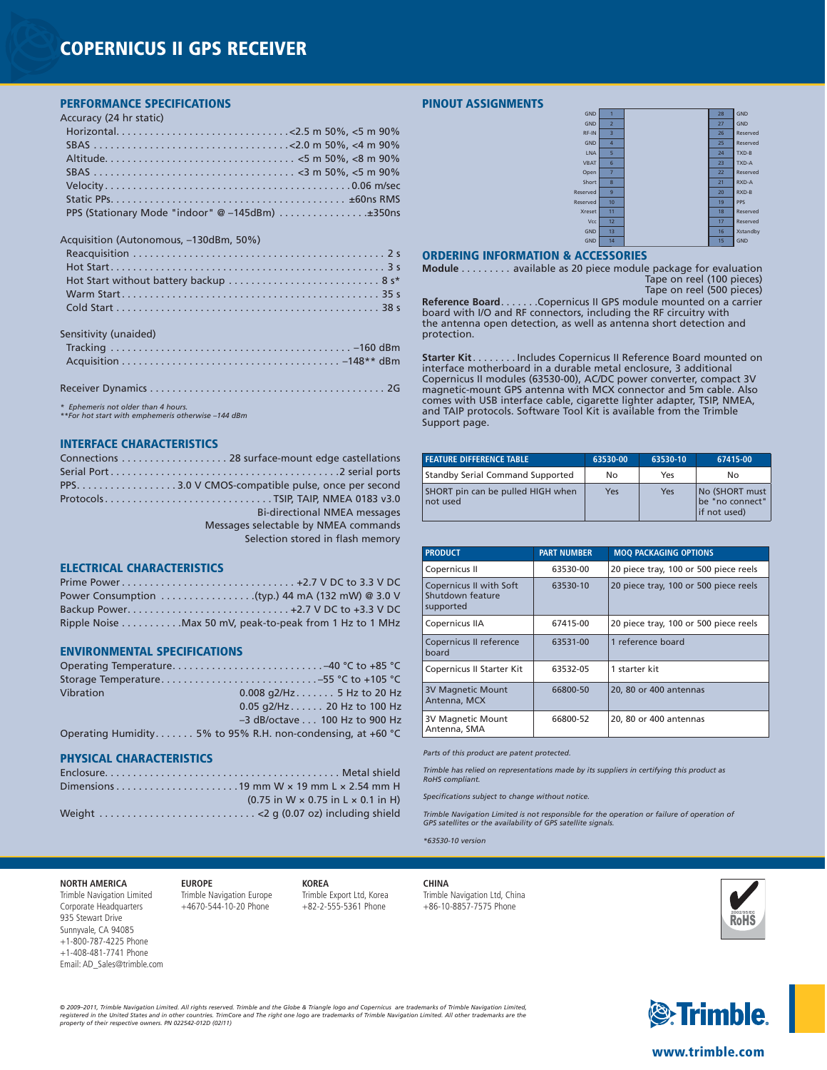# COPERNICUS II GPS RECEIVER

## PERFORMANCE SPECIFICATIONS

Accuracy (24 hr static)

- Horizontal .............................. <2.5 m 50%, <5 m 90%
- SBAS .................................. <2.0 m 50%, <4 m 90%
- Altitude ................................. <5 m 50%, <8 m 90%
- SBAS .................................. <3 m 50%, <5 m 90%
- Velocity ........................................... 0.06 m/sec
- Static PPs ........................................ ±60ns RMS
- PPS (Stationary Mode "indoor" @ –145dBm) ................ ±350ns

Acquisition (Autonomous, –130dBm, 50%)

- Reacquisition ............................................ 2 s
- Hot Start ................................................. 3 s
- Hot Start without battery backup .......................... 8 s*
- Warm Start .............................................. 35 s
- Cold Start ............................................... 38 s

Sensitivity (unaided)

- Tracking ........................................... –160 dBm
- Acquisition ...................................... –148** dBm

Receiver Dynamics ............................................ 2G

*\* Ephemeris not older than 4 hours.*
*\*\*For hot start with emphemeris otherwise –144 dBm*

## INTERFACE CHARACTERISTICS

- Connections ................... 28 surface-mount edge castellations
- Serial Port ...................................... 2 serial ports
- PPS .................. 3.0 V CMOS-compatible pulse, once per second
- Protocols ............................ TSIP, TAIP, NMEA 0183 v3.0
  - Bi-directional NMEA messages
  - Messages selectable by NMEA commands
  - Selection stored in flash memory

## ELECTRICAL CHARACTERISTICS

- Prime Power ............................ +2.7 V DC to 3.3 V DC
- Power Consumption ................ (typ.) 44 mA (132 mW) @ 3.0 V
- Backup Power ........................... +2.7 V DC to +3.3 V DC
- Ripple Noise ........... Max 50 mV, peak-to-peak from 1 Hz to 1 MHz

## ENVIRONMENTAL SPECIFICATIONS

- Operating Temperature ......................... –40 °C to +85 °C
- Storage Temperature .......................... –55 °C to +105 °C
- Vibration
  - 0.008 g2/Hz ....... 5 Hz to 20 Hz
  - 0.05 g2/Hz ...... 20 Hz to 100 Hz
  - –3 dB/octave . . . 100 Hz to 900 Hz
- Operating Humidity ....... 5% to 95% R.H. non-condensing, at +60 °C

## PHYSICAL CHARACTERISTICS

- Enclosure ........................................ Metal shield
- Dimensions ...................... 19 mm W × 19 mm L × 2.54 mm H (0.75 in W × 0.75 in L × 0.1 in H)
- Weight ............................ <2 g (0.07 oz) including shield

## PINOUT ASSIGNMENTS

| Signal | Pin | Pin | Signal |
|---|---|---|---|
| GND | 1 | 28 | GND |
| GND | 2 | 27 | GND |
| RF-IN | 3 | 26 | Reserved |
| GND | 4 | 25 | Reserved |
| LNA | 5 | 24 | TXD-B |
| VBAT | 6 | 23 | TXD-A |
| Open | 7 | 22 | Reserved |
| Short | 8 | 21 | RXD-A |
| Reserved | 9 | 20 | RXD-B |
| Reserved | 10 | 19 | PPS |
| Xreset | 11 | 18 | Reserved |
| Vcc | 12 | 17 | Reserved |
| GND | 13 | 16 | Xstandby |
| GND | 14 | 15 | GND |

## ORDERING INFORMATION & ACCESSORIES

**Module** ......... available as 20 piece module package for evaluation
Tape on reel (100 pieces)
Tape on reel (500 pieces)

**Reference Board** ....... Copernicus II GPS module mounted on a carrier board with I/O and RF connectors, including the RF circuitry with the antenna open detection, as well as antenna short detection and protection.

**Starter Kit** ........ Includes Copernicus II Reference Board mounted on interface motherboard in a durable metal enclosure, 3 additional Copernicus II modules (63530-00), AC/DC power converter, compact 3V magnetic-mount GPS antenna with MCX connector and 5m cable. Also comes with USB interface cable, cigarette lighter adapter, TSIP, NMEA, and TAIP protocols. Software Tool Kit is available from the Trimble Support page.

| FEATURE DIFFERENCE TABLE | 63530-00 | 63530-10 | 67415-00 |
|---|---|---|---|
| Standby Serial Command Supported | No | Yes | No |
| SHORT pin can be pulled HIGH when not used | Yes | Yes | No (SHORT must be "no connect" if not used) |

| PRODUCT | PART NUMBER | MOQ PACKAGING OPTIONS |
|---|---|---|
| Copernicus II | 63530-00 | 20 piece tray, 100 or 500 piece reels |
| Copernicus II with Soft Shutdown feature supported | 63530-10 | 20 piece tray, 100 or 500 piece reels |
| Copernicus IIA | 67415-00 | 20 piece tray, 100 or 500 piece reels |
| Copernicus II reference board | 63531-00 | 1 reference board |
| Copernicus II Starter Kit | 63532-05 | 1 starter kit |
| 3V Magnetic Mount Antenna, MCX | 66800-50 | 20, 80 or 400 antennas |
| 3V Magnetic Mount Antenna, SMA | 66800-52 | 20, 80 or 400 antennas |

*Parts of this product are patent protected.*

*Trimble has relied on representations made by its suppliers in certifying this product as RoHS compliant.*

*Specifications subject to change without notice.*

*Trimble Navigation Limited is not responsible for the operation or failure of operation of GPS satellites or the availability of GPS satellite signals.*

*\*63530-10 version*

**NORTH AMERICA**
Trimble Navigation Limited
Corporate Headquarters
935 Stewart Drive
Sunnyvale, CA 94085
+1-800-787-4225 Phone
+1-408-481-7741 Phone
Email: AD_Sales@trimble.com

**EUROPE**
Trimble Navigation Europe
+4670-544-10-20 Phone

**KOREA**
Trimble Export Ltd, Korea
+82-2-555-5361 Phone

**CHINA**
Trimble Navigation Ltd, China
+86-10-8857-7575 Phone

2002/95/EC RoHS

*© 2009–2011, Trimble Navigation Limited. All rights reserved. Trimble and the Globe & Triangle logo and Copernicus are trademarks of Trimble Navigation Limited, registered in the United States and in other countries. TrimCore and The right one logo are trademarks of Trimble Navigation Limited. All other trademarks are the property of their respective owners. PN 022542-012D (02/11)*

Trimble

www.trimble.com